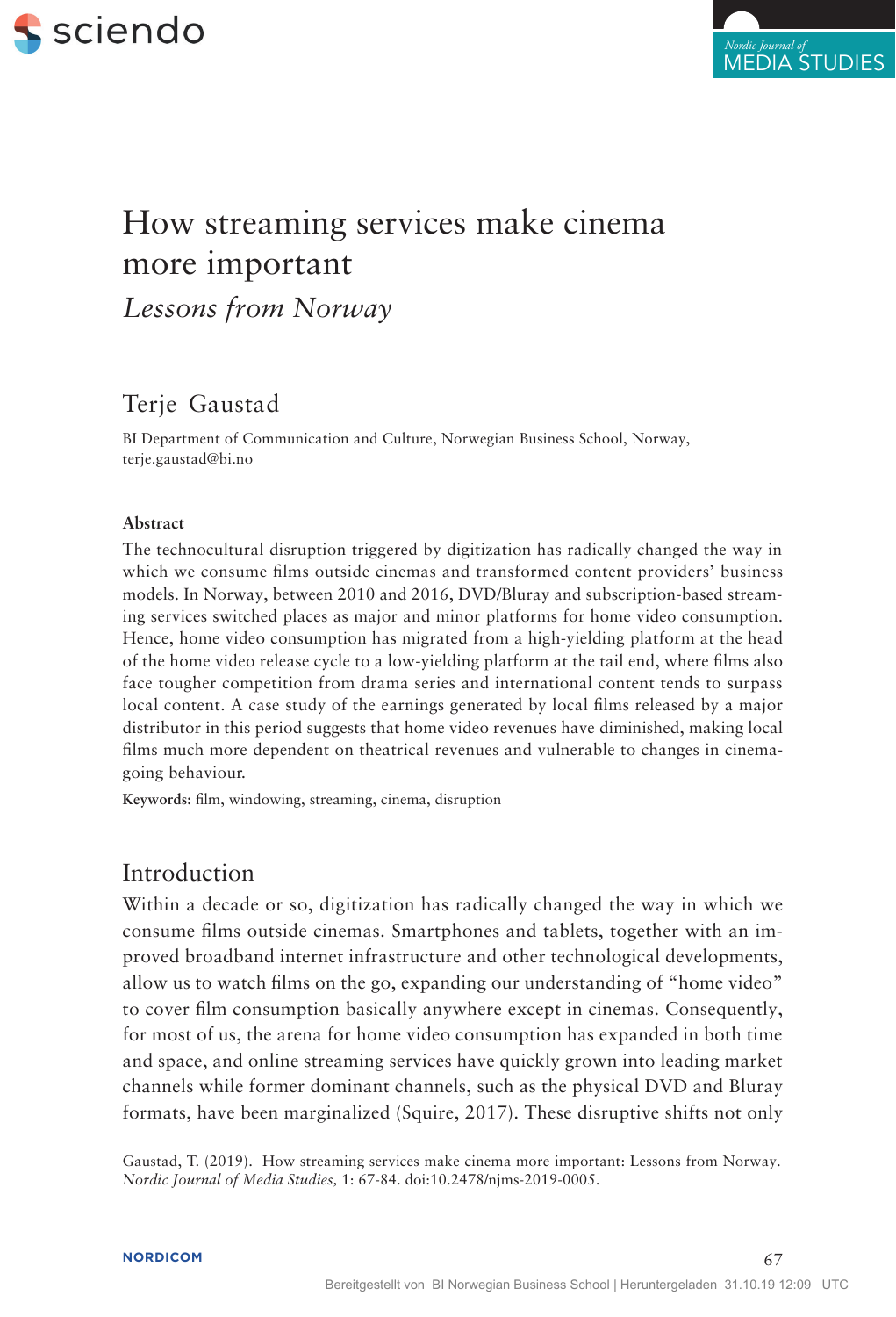# How streaming services make cinema more important

*Lessons from Norway*

## Terje Gaustad

BI Department of Communication and Culture, Norwegian Business School, Norway, terje.gaustad@bi.no

**Abstract**

The technocultural disruption triggered by digitization has radically changed the way in which we consume films outside cinemas and transformed content providers' business models. In Norway, between 2010 and 2016, DVD/Bluray and subscription-based streaming services switched places as major and minor platforms for home video consumption. Hence, home video consumption has migrated from a high-yielding platform at the head of the home video release cycle to a low-yielding platform at the tail end, where films also face tougher competition from drama series and international content tends to surpass local content. A case study of the earnings generated by local films released by a major distributor in this period suggests that home video revenues have diminished, making local films much more dependent on theatrical revenues and vulnerable to changes in cinema-going behaviour.

**Keywords:** film, windowing, streaming, cinema, disruption

## Introduction

Within a decade or so, digitization has radically changed the way in which we consume films outside cinemas. Smartphones and tablets, together with an improved broadband internet infrastructure and other technological developments, allow us to watch films on the go, expanding our understanding of "home video" to cover film consumption basically anywhere except in cinemas. Consequently, for most of us, the arena for home video consumption has expanded in both time and space, and online streaming services have quickly grown into leading market channels while former dominant channels, such as the physical DVD and Bluray formats, have been marginalized (Squire, 2017). These disruptive shifts not only

Gaustad, T. (2019). How streaming services make cinema more important: Lessons from Norway. *Nordic Journal of Media Studies,* 1: 67-84. doi:10.2478/njms-2019-0005.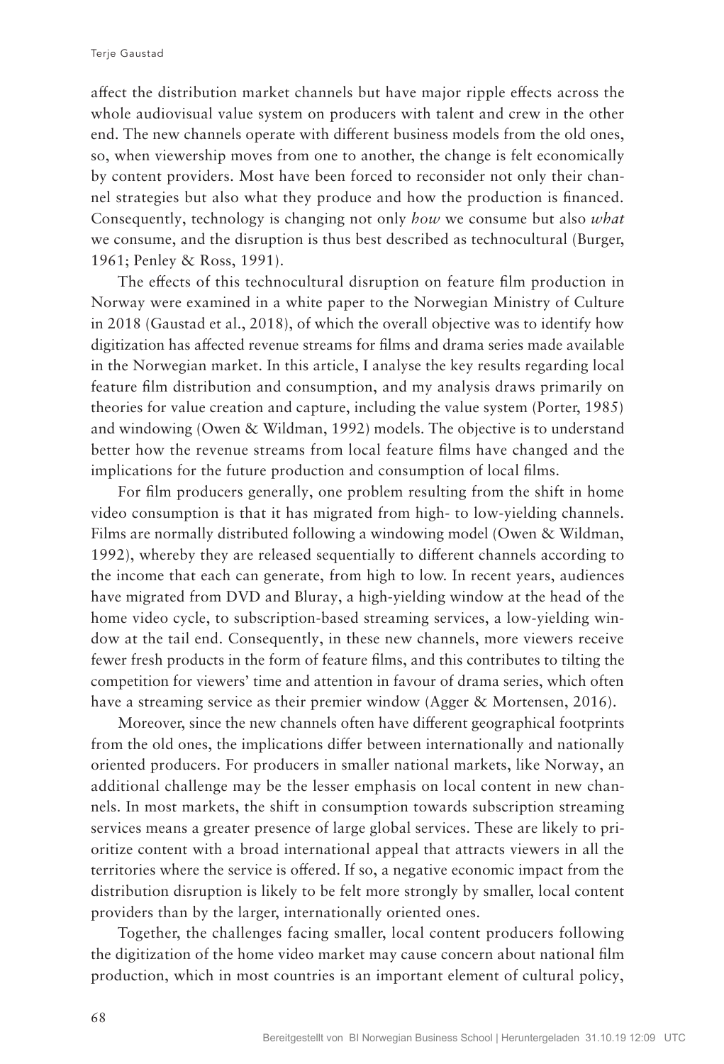affect the distribution market channels but have major ripple effects across the whole audiovisual value system on producers with talent and crew in the other end. The new channels operate with different business models from the old ones, so, when viewership moves from one to another, the change is felt economically by content providers. Most have been forced to reconsider not only their channel strategies but also what they produce and how the production is financed. Consequently, technology is changing not only *how* we consume but also *what* we consume, and the disruption is thus best described as technocultural (Burger, 1961; Penley & Ross, 1991).

The effects of this technocultural disruption on feature film production in Norway were examined in a white paper to the Norwegian Ministry of Culture in 2018 (Gaustad et al., 2018), of which the overall objective was to identify how digitization has affected revenue streams for films and drama series made available in the Norwegian market. In this article, I analyse the key results regarding local feature film distribution and consumption, and my analysis draws primarily on theories for value creation and capture, including the value system (Porter, 1985) and windowing (Owen & Wildman, 1992) models. The objective is to understand better how the revenue streams from local feature films have changed and the implications for the future production and consumption of local films.

For film producers generally, one problem resulting from the shift in home video consumption is that it has migrated from high- to low-yielding channels. Films are normally distributed following a windowing model (Owen & Wildman, 1992), whereby they are released sequentially to different channels according to the income that each can generate, from high to low. In recent years, audiences have migrated from DVD and Bluray, a high-yielding window at the head of the home video cycle, to subscription-based streaming services, a low-yielding window at the tail end. Consequently, in these new channels, more viewers receive fewer fresh products in the form of feature films, and this contributes to tilting the competition for viewers' time and attention in favour of drama series, which often have a streaming service as their premier window (Agger & Mortensen, 2016).

Moreover, since the new channels often have different geographical footprints from the old ones, the implications differ between internationally and nationally oriented producers. For producers in smaller national markets, like Norway, an additional challenge may be the lesser emphasis on local content in new channels. In most markets, the shift in consumption towards subscription streaming services means a greater presence of large global services. These are likely to prioritize content with a broad international appeal that attracts viewers in all the territories where the service is offered. If so, a negative economic impact from the distribution disruption is likely to be felt more strongly by smaller, local content providers than by the larger, internationally oriented ones.

Together, the challenges facing smaller, local content producers following the digitization of the home video market may cause concern about national film production, which in most countries is an important element of cultural policy,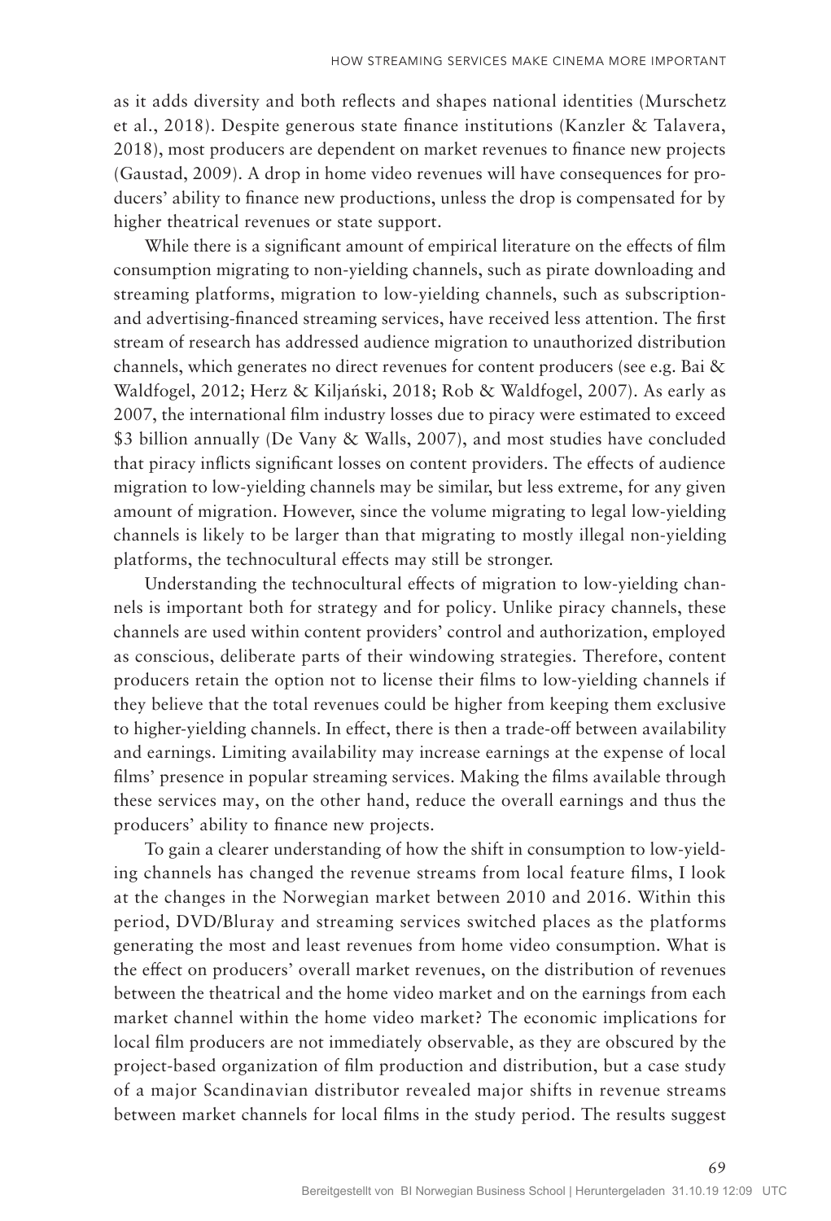as it adds diversity and both reflects and shapes national identities (Murschetz et al., 2018). Despite generous state finance institutions (Kanzler & Talavera, 2018), most producers are dependent on market revenues to finance new projects (Gaustad, 2009). A drop in home video revenues will have consequences for producers' ability to finance new productions, unless the drop is compensated for by higher theatrical revenues or state support.

While there is a significant amount of empirical literature on the effects of film consumption migrating to non-yielding channels, such as pirate downloading and streaming platforms, migration to low-yielding channels, such as subscription- and advertising-financed streaming services, have received less attention. The first stream of research has addressed audience migration to unauthorized distribution channels, which generates no direct revenues for content producers (see e.g. Bai & Waldfogel, 2012; Herz & Kiljański, 2018; Rob & Waldfogel, 2007). As early as 2007, the international film industry losses due to piracy were estimated to exceed \$3 billion annually (De Vany & Walls, 2007), and most studies have concluded that piracy inflicts significant losses on content providers. The effects of audience migration to low-yielding channels may be similar, but less extreme, for any given amount of migration. However, since the volume migrating to legal low-yielding channels is likely to be larger than that migrating to mostly illegal non-yielding platforms, the technocultural effects may still be stronger.

Understanding the technocultural effects of migration to low-yielding channels is important both for strategy and for policy. Unlike piracy channels, these channels are used within content providers' control and authorization, employed as conscious, deliberate parts of their windowing strategies. Therefore, content producers retain the option not to license their films to low-yielding channels if they believe that the total revenues could be higher from keeping them exclusive to higher-yielding channels. In effect, there is then a trade-off between availability and earnings. Limiting availability may increase earnings at the expense of local films' presence in popular streaming services. Making the films available through these services may, on the other hand, reduce the overall earnings and thus the producers' ability to finance new projects.

To gain a clearer understanding of how the shift in consumption to low-yielding channels has changed the revenue streams from local feature films, I look at the changes in the Norwegian market between 2010 and 2016. Within this period, DVD/Bluray and streaming services switched places as the platforms generating the most and least revenues from home video consumption. What is the effect on producers' overall market revenues, on the distribution of revenues between the theatrical and the home video market and on the earnings from each market channel within the home video market? The economic implications for local film producers are not immediately observable, as they are obscured by the project-based organization of film production and distribution, but a case study of a major Scandinavian distributor revealed major shifts in revenue streams between market channels for local films in the study period. The results suggest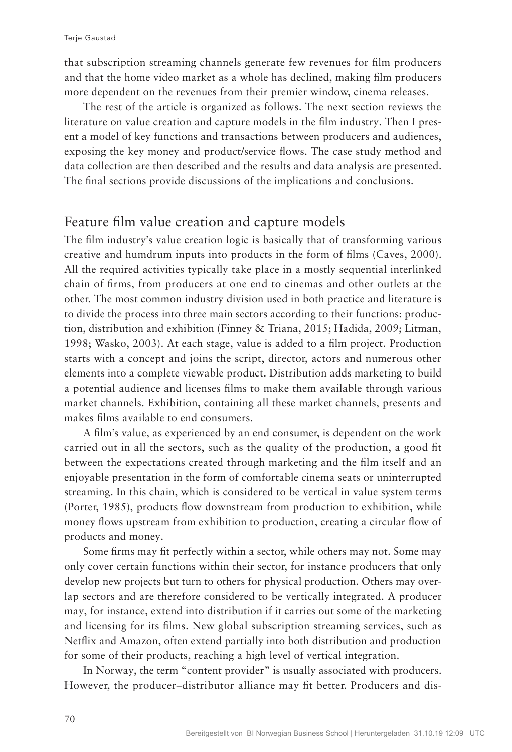that subscription streaming channels generate few revenues for film producers and that the home video market as a whole has declined, making film producers more dependent on the revenues from their premier window, cinema releases.

The rest of the article is organized as follows. The next section reviews the literature on value creation and capture models in the film industry. Then I present a model of key functions and transactions between producers and audiences, exposing the key money and product/service flows. The case study method and data collection are then described and the results and data analysis are presented. The final sections provide discussions of the implications and conclusions.

## Feature film value creation and capture models

The film industry's value creation logic is basically that of transforming various creative and humdrum inputs into products in the form of films (Caves, 2000). All the required activities typically take place in a mostly sequential interlinked chain of firms, from producers at one end to cinemas and other outlets at the other. The most common industry division used in both practice and literature is to divide the process into three main sectors according to their functions: production, distribution and exhibition (Finney & Triana, 2015; Hadida, 2009; Litman, 1998; Wasko, 2003). At each stage, value is added to a film project. Production starts with a concept and joins the script, director, actors and numerous other elements into a complete viewable product. Distribution adds marketing to build a potential audience and licenses films to make them available through various market channels. Exhibition, containing all these market channels, presents and makes films available to end consumers.

A film's value, as experienced by an end consumer, is dependent on the work carried out in all the sectors, such as the quality of the production, a good fit between the expectations created through marketing and the film itself and an enjoyable presentation in the form of comfortable cinema seats or uninterrupted streaming. In this chain, which is considered to be vertical in value system terms (Porter, 1985), products flow downstream from production to exhibition, while money flows upstream from exhibition to production, creating a circular flow of products and money.

Some firms may fit perfectly within a sector, while others may not. Some may only cover certain functions within their sector, for instance producers that only develop new projects but turn to others for physical production. Others may overlap sectors and are therefore considered to be vertically integrated. A producer may, for instance, extend into distribution if it carries out some of the marketing and licensing for its films. New global subscription streaming services, such as Netflix and Amazon, often extend partially into both distribution and production for some of their products, reaching a high level of vertical integration.

In Norway, the term "content provider" is usually associated with producers. However, the producer–distributor alliance may fit better. Producers and dis-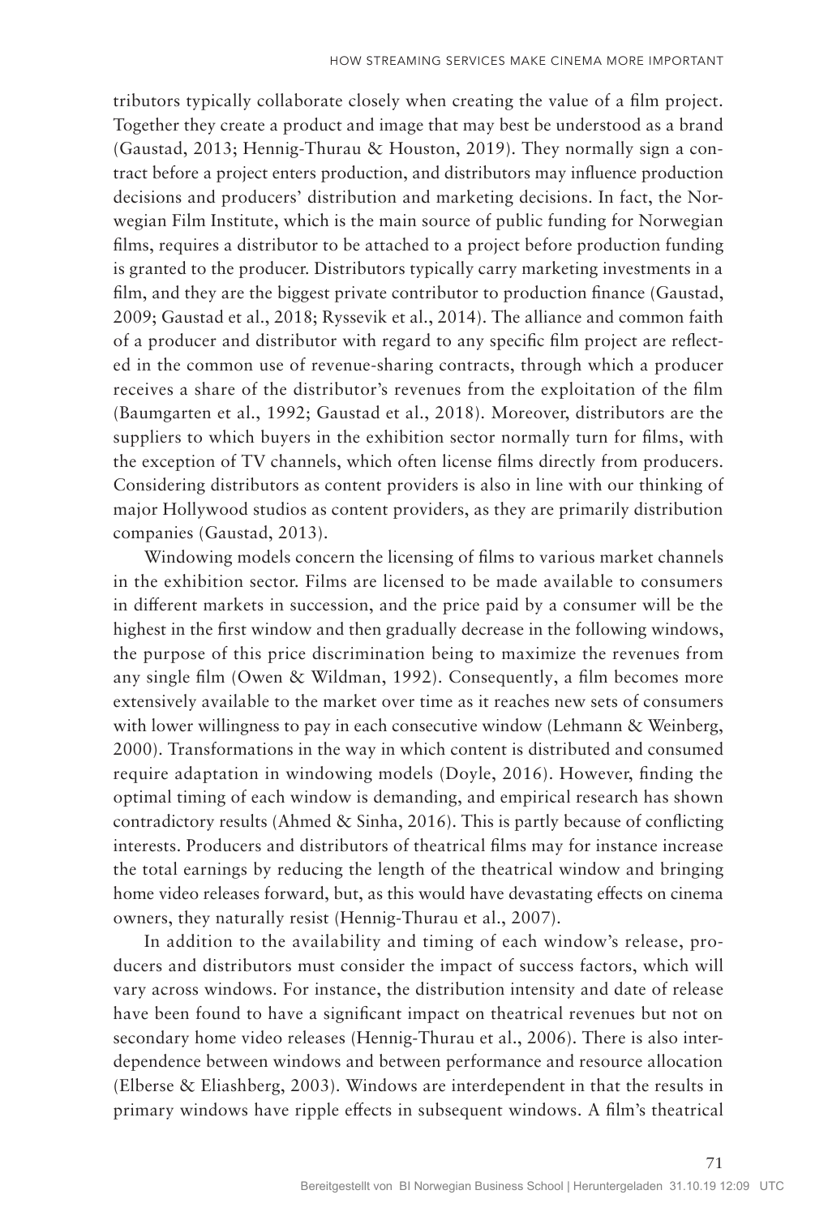tributors typically collaborate closely when creating the value of a film project. Together they create a product and image that may best be understood as a brand (Gaustad, 2013; Hennig-Thurau & Houston, 2019). They normally sign a contract before a project enters production, and distributors may influence production decisions and producers' distribution and marketing decisions. In fact, the Norwegian Film Institute, which is the main source of public funding for Norwegian films, requires a distributor to be attached to a project before production funding is granted to the producer. Distributors typically carry marketing investments in a film, and they are the biggest private contributor to production finance (Gaustad, 2009; Gaustad et al., 2018; Ryssevik et al., 2014). The alliance and common faith of a producer and distributor with regard to any specific film project are reflected in the common use of revenue-sharing contracts, through which a producer receives a share of the distributor's revenues from the exploitation of the film (Baumgarten et al., 1992; Gaustad et al., 2018). Moreover, distributors are the suppliers to which buyers in the exhibition sector normally turn for films, with the exception of TV channels, which often license films directly from producers. Considering distributors as content providers is also in line with our thinking of major Hollywood studios as content providers, as they are primarily distribution companies (Gaustad, 2013).

Windowing models concern the licensing of films to various market channels in the exhibition sector. Films are licensed to be made available to consumers in different markets in succession, and the price paid by a consumer will be the highest in the first window and then gradually decrease in the following windows, the purpose of this price discrimination being to maximize the revenues from any single film (Owen & Wildman, 1992). Consequently, a film becomes more extensively available to the market over time as it reaches new sets of consumers with lower willingness to pay in each consecutive window (Lehmann & Weinberg, 2000). Transformations in the way in which content is distributed and consumed require adaptation in windowing models (Doyle, 2016). However, finding the optimal timing of each window is demanding, and empirical research has shown contradictory results (Ahmed & Sinha, 2016). This is partly because of conflicting interests. Producers and distributors of theatrical films may for instance increase the total earnings by reducing the length of the theatrical window and bringing home video releases forward, but, as this would have devastating effects on cinema owners, they naturally resist (Hennig-Thurau et al., 2007).

In addition to the availability and timing of each window's release, producers and distributors must consider the impact of success factors, which will vary across windows. For instance, the distribution intensity and date of release have been found to have a significant impact on theatrical revenues but not on secondary home video releases (Hennig-Thurau et al., 2006). There is also interdependence between windows and between performance and resource allocation (Elberse & Eliashberg, 2003). Windows are interdependent in that the results in primary windows have ripple effects in subsequent windows. A film's theatrical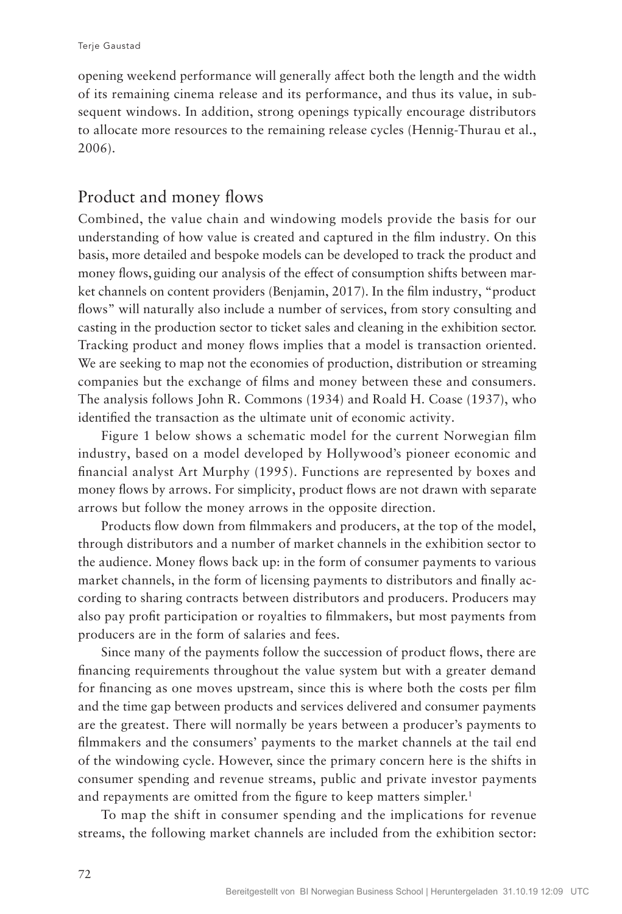opening weekend performance will generally affect both the length and the width of its remaining cinema release and its performance, and thus its value, in subsequent windows. In addition, strong openings typically encourage distributors to allocate more resources to the remaining release cycles (Hennig-Thurau et al., 2006).

## Product and money flows

Combined, the value chain and windowing models provide the basis for our understanding of how value is created and captured in the film industry. On this basis, more detailed and bespoke models can be developed to track the product and money flows, guiding our analysis of the effect of consumption shifts between market channels on content providers (Benjamin, 2017). In the film industry, "product flows" will naturally also include a number of services, from story consulting and casting in the production sector to ticket sales and cleaning in the exhibition sector. Tracking product and money flows implies that a model is transaction oriented. We are seeking to map not the economies of production, distribution or streaming companies but the exchange of films and money between these and consumers. The analysis follows John R. Commons (1934) and Roald H. Coase (1937), who identified the transaction as the ultimate unit of economic activity.

Figure 1 below shows a schematic model for the current Norwegian film industry, based on a model developed by Hollywood's pioneer economic and financial analyst Art Murphy (1995). Functions are represented by boxes and money flows by arrows. For simplicity, product flows are not drawn with separate arrows but follow the money arrows in the opposite direction.

Products flow down from filmmakers and producers, at the top of the model, through distributors and a number of market channels in the exhibition sector to the audience. Money flows back up: in the form of consumer payments to various market channels, in the form of licensing payments to distributors and finally according to sharing contracts between distributors and producers. Producers may also pay profit participation or royalties to filmmakers, but most payments from producers are in the form of salaries and fees.

Since many of the payments follow the succession of product flows, there are financing requirements throughout the value system but with a greater demand for financing as one moves upstream, since this is where both the costs per film and the time gap between products and services delivered and consumer payments are the greatest. There will normally be years between a producer's payments to filmmakers and the consumers' payments to the market channels at the tail end of the windowing cycle. However, since the primary concern here is the shifts in consumer spending and revenue streams, public and private investor payments and repayments are omitted from the figure to keep matters simpler.[1]

To map the shift in consumer spending and the implications for revenue streams, the following market channels are included from the exhibition sector: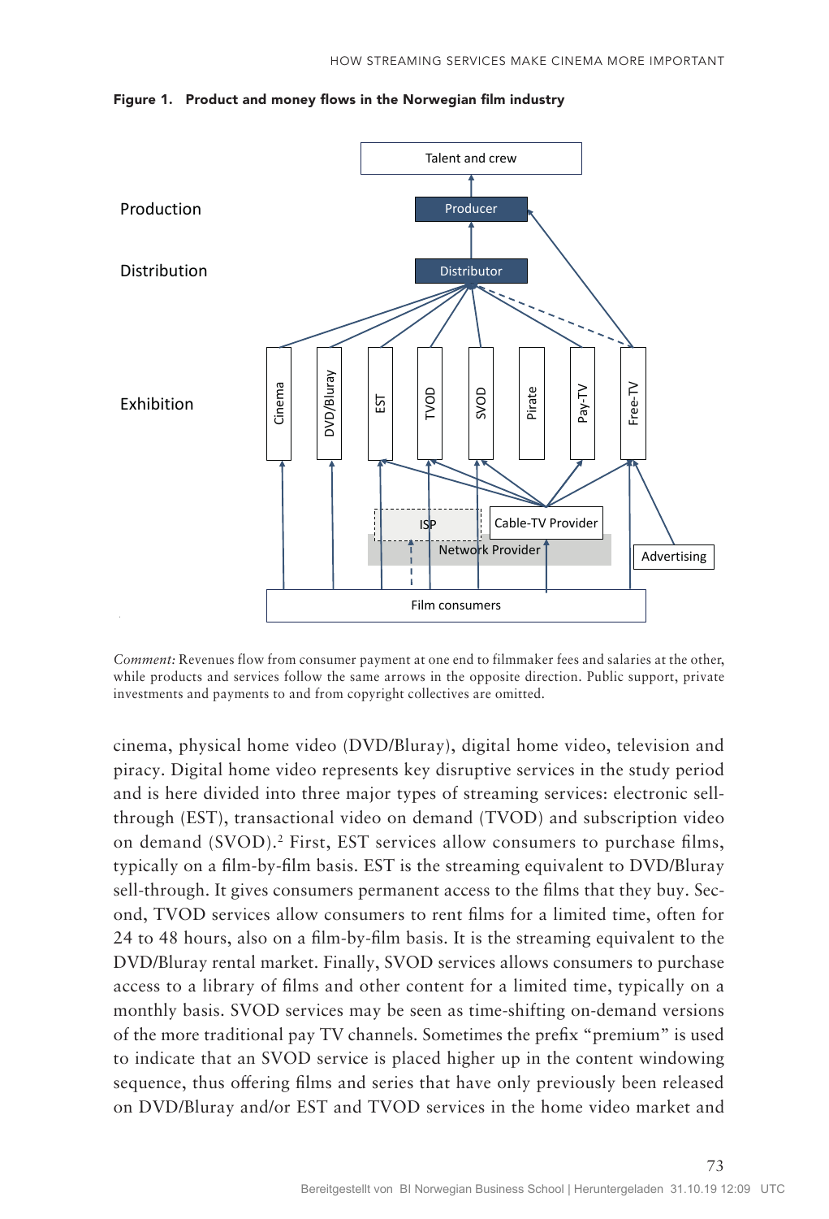**Figure 1. Product and money flows in the Norwegian film industry**

*Comment:* Revenues flow from consumer payment at one end to filmmaker fees and salaries at the other, while products and services follow the same arrows in the opposite direction. Public support, private investments and payments to and from copyright collectives are omitted.

cinema, physical home video (DVD/Bluray), digital home video, television and piracy. Digital home video represents key disruptive services in the study period and is here divided into three major types of streaming services: electronic sell-through (EST), transactional video on demand (TVOD) and subscription video on demand (SVOD).[2] First, EST services allow consumers to purchase films, typically on a film-by-film basis. EST is the streaming equivalent to DVD/Bluray sell-through. It gives consumers permanent access to the films that they buy. Second, TVOD services allow consumers to rent films for a limited time, often for 24 to 48 hours, also on a film-by-film basis. It is the streaming equivalent to the DVD/Bluray rental market. Finally, SVOD services allows consumers to purchase access to a library of films and other content for a limited time, typically on a monthly basis. SVOD services may be seen as time-shifting on-demand versions of the more traditional pay TV channels. Sometimes the prefix "premium" is used to indicate that an SVOD service is placed higher up in the content windowing sequence, thus offering films and series that have only previously been released on DVD/Bluray and/or EST and TVOD services in the home video market and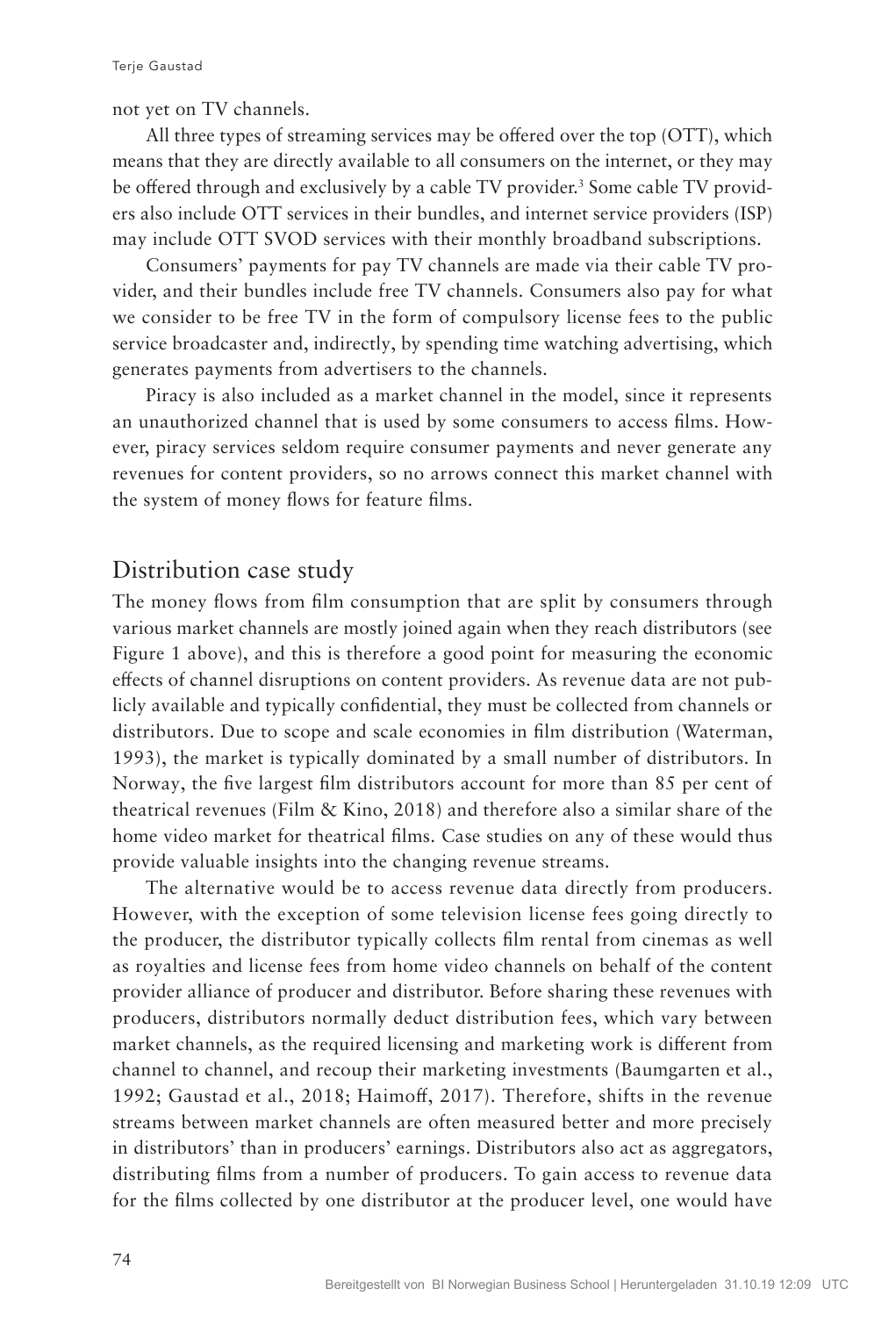not yet on TV channels.

All three types of streaming services may be offered over the top (OTT), which means that they are directly available to all consumers on the internet, or they may be offered through and exclusively by a cable TV provider.[3] Some cable TV providers also include OTT services in their bundles, and internet service providers (ISP) may include OTT SVOD services with their monthly broadband subscriptions.

Consumers' payments for pay TV channels are made via their cable TV provider, and their bundles include free TV channels. Consumers also pay for what we consider to be free TV in the form of compulsory license fees to the public service broadcaster and, indirectly, by spending time watching advertising, which generates payments from advertisers to the channels.

Piracy is also included as a market channel in the model, since it represents an unauthorized channel that is used by some consumers to access films. However, piracy services seldom require consumer payments and never generate any revenues for content providers, so no arrows connect this market channel with the system of money flows for feature films.

## Distribution case study

The money flows from film consumption that are split by consumers through various market channels are mostly joined again when they reach distributors (see Figure 1 above), and this is therefore a good point for measuring the economic effects of channel disruptions on content providers. As revenue data are not publicly available and typically confidential, they must be collected from channels or distributors. Due to scope and scale economies in film distribution (Waterman, 1993), the market is typically dominated by a small number of distributors. In Norway, the five largest film distributors account for more than 85 per cent of theatrical revenues (Film & Kino, 2018) and therefore also a similar share of the home video market for theatrical films. Case studies on any of these would thus provide valuable insights into the changing revenue streams.

The alternative would be to access revenue data directly from producers. However, with the exception of some television license fees going directly to the producer, the distributor typically collects film rental from cinemas as well as royalties and license fees from home video channels on behalf of the content provider alliance of producer and distributor. Before sharing these revenues with producers, distributors normally deduct distribution fees, which vary between market channels, as the required licensing and marketing work is different from channel to channel, and recoup their marketing investments (Baumgarten et al., 1992; Gaustad et al., 2018; Haimoff, 2017). Therefore, shifts in the revenue streams between market channels are often measured better and more precisely in distributors' than in producers' earnings. Distributors also act as aggregators, distributing films from a number of producers. To gain access to revenue data for the films collected by one distributor at the producer level, one would have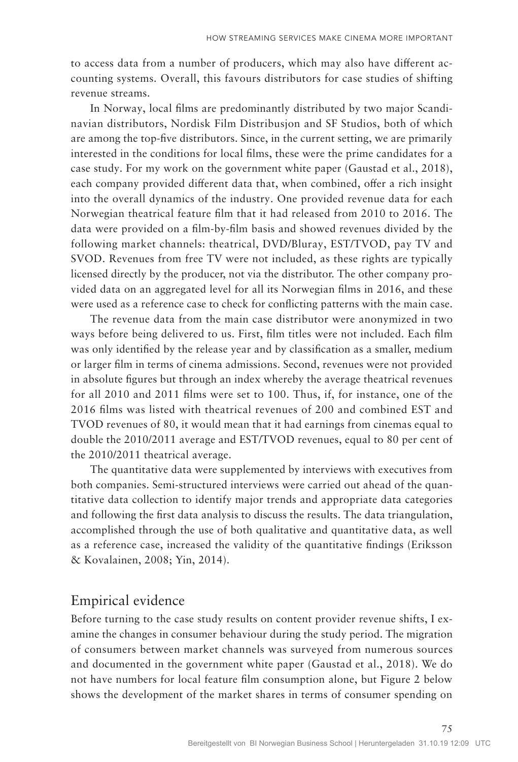to access data from a number of producers, which may also have different accounting systems. Overall, this favours distributors for case studies of shifting revenue streams.

In Norway, local films are predominantly distributed by two major Scandinavian distributors, Nordisk Film Distribusjon and SF Studios, both of which are among the top-five distributors. Since, in the current setting, we are primarily interested in the conditions for local films, these were the prime candidates for a case study. For my work on the government white paper (Gaustad et al., 2018), each company provided different data that, when combined, offer a rich insight into the overall dynamics of the industry. One provided revenue data for each Norwegian theatrical feature film that it had released from 2010 to 2016. The data were provided on a film-by-film basis and showed revenues divided by the following market channels: theatrical, DVD/Bluray, EST/TVOD, pay TV and SVOD. Revenues from free TV were not included, as these rights are typically licensed directly by the producer, not via the distributor. The other company provided data on an aggregated level for all its Norwegian films in 2016, and these were used as a reference case to check for conflicting patterns with the main case.

The revenue data from the main case distributor were anonymized in two ways before being delivered to us. First, film titles were not included. Each film was only identified by the release year and by classification as a smaller, medium or larger film in terms of cinema admissions. Second, revenues were not provided in absolute figures but through an index whereby the average theatrical revenues for all 2010 and 2011 films were set to 100. Thus, if, for instance, one of the 2016 films was listed with theatrical revenues of 200 and combined EST and TVOD revenues of 80, it would mean that it had earnings from cinemas equal to double the 2010/2011 average and EST/TVOD revenues, equal to 80 per cent of the 2010/2011 theatrical average.

The quantitative data were supplemented by interviews with executives from both companies. Semi-structured interviews were carried out ahead of the quantitative data collection to identify major trends and appropriate data categories and following the first data analysis to discuss the results. The data triangulation, accomplished through the use of both qualitative and quantitative data, as well as a reference case, increased the validity of the quantitative findings (Eriksson & Kovalainen, 2008; Yin, 2014).

## Empirical evidence

Before turning to the case study results on content provider revenue shifts, I examine the changes in consumer behaviour during the study period. The migration of consumers between market channels was surveyed from numerous sources and documented in the government white paper (Gaustad et al., 2018). We do not have numbers for local feature film consumption alone, but Figure 2 below shows the development of the market shares in terms of consumer spending on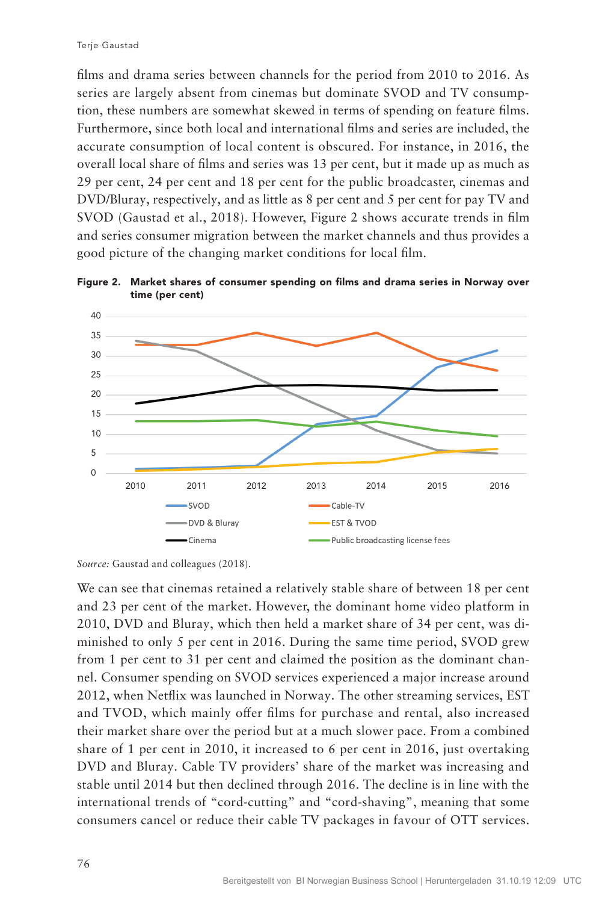films and drama series between channels for the period from 2010 to 2016. As series are largely absent from cinemas but dominate SVOD and TV consumption, these numbers are somewhat skewed in terms of spending on feature films. Furthermore, since both local and international films and series are included, the accurate consumption of local content is obscured. For instance, in 2016, the overall local share of films and series was 13 per cent, but it made up as much as 29 per cent, 24 per cent and 18 per cent for the public broadcaster, cinemas and DVD/Bluray, respectively, and as little as 8 per cent and 5 per cent for pay TV and SVOD (Gaustad et al., 2018). However, Figure 2 shows accurate trends in film and series consumer migration between the market channels and thus provides a good picture of the changing market conditions for local film.

**Figure 2. Market shares of consumer spending on films and drama series in Norway over time (per cent)**

*Source:* Gaustad and colleagues (2018).

We can see that cinemas retained a relatively stable share of between 18 per cent and 23 per cent of the market. However, the dominant home video platform in 2010, DVD and Bluray, which then held a market share of 34 per cent, was diminished to only 5 per cent in 2016. During the same time period, SVOD grew from 1 per cent to 31 per cent and claimed the position as the dominant channel. Consumer spending on SVOD services experienced a major increase around 2012, when Netflix was launched in Norway. The other streaming services, EST and TVOD, which mainly offer films for purchase and rental, also increased their market share over the period but at a much slower pace. From a combined share of 1 per cent in 2010, it increased to 6 per cent in 2016, just overtaking DVD and Bluray. Cable TV providers' share of the market was increasing and stable until 2014 but then declined through 2016. The decline is in line with the international trends of "cord-cutting" and "cord-shaving", meaning that some consumers cancel or reduce their cable TV packages in favour of OTT services.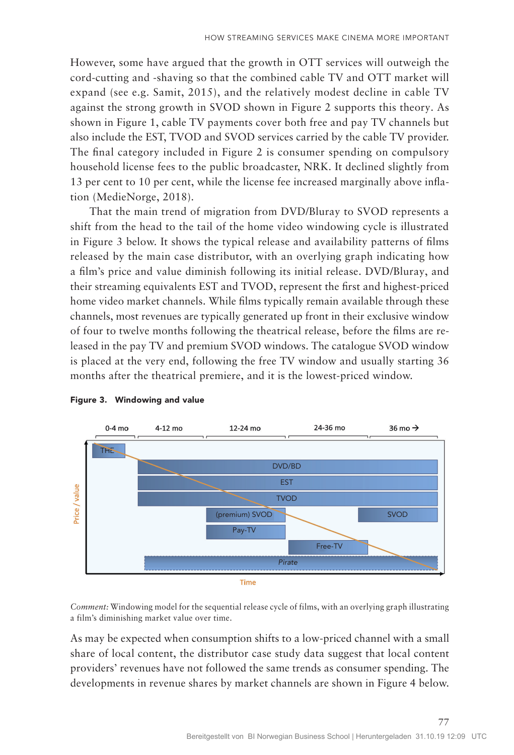However, some have argued that the growth in OTT services will outweigh the cord-cutting and -shaving so that the combined cable TV and OTT market will expand (see e.g. Samit, 2015), and the relatively modest decline in cable TV against the strong growth in SVOD shown in Figure 2 supports this theory. As shown in Figure 1, cable TV payments cover both free and pay TV channels but also include the EST, TVOD and SVOD services carried by the cable TV provider. The final category included in Figure 2 is consumer spending on compulsory household license fees to the public broadcaster, NRK. It declined slightly from 13 per cent to 10 per cent, while the license fee increased marginally above inflation (MedieNorge, 2018).

That the main trend of migration from DVD/Bluray to SVOD represents a shift from the head to the tail of the home video windowing cycle is illustrated in Figure 3 below. It shows the typical release and availability patterns of films released by the main case distributor, with an overlying graph indicating how a film's price and value diminish following its initial release. DVD/Bluray, and their streaming equivalents EST and TVOD, represent the first and highest-priced home video market channels. While films typically remain available through these channels, most revenues are typically generated up front in their exclusive window of four to twelve months following the theatrical release, before the films are released in the pay TV and premium SVOD windows. The catalogue SVOD window is placed at the very end, following the free TV window and usually starting 36 months after the theatrical premiere, and it is the lowest-priced window.

**Figure 3. Windowing and value**

*Comment:* Windowing model for the sequential release cycle of films, with an overlying graph illustrating a film's diminishing market value over time.

As may be expected when consumption shifts to a low-priced channel with a small share of local content, the distributor case study data suggest that local content providers' revenues have not followed the same trends as consumer spending. The developments in revenue shares by market channels are shown in Figure 4 below.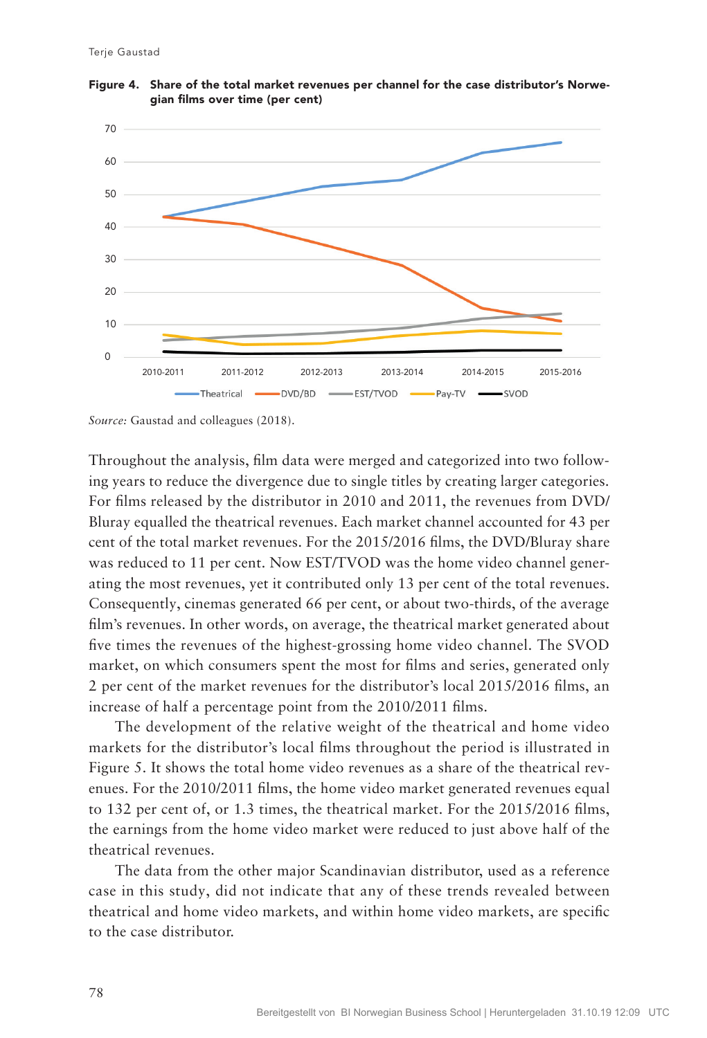**Figure 4. Share of the total market revenues per channel for the case distributor's Norwegian films over time (per cent)**

*Source:* Gaustad and colleagues (2018).

Throughout the analysis, film data were merged and categorized into two following years to reduce the divergence due to single titles by creating larger categories. For films released by the distributor in 2010 and 2011, the revenues from DVD/Bluray equalled the theatrical revenues. Each market channel accounted for 43 per cent of the total market revenues. For the 2015/2016 films, the DVD/Bluray share was reduced to 11 per cent. Now EST/TVOD was the home video channel generating the most revenues, yet it contributed only 13 per cent of the total revenues. Consequently, cinemas generated 66 per cent, or about two-thirds, of the average film's revenues. In other words, on average, the theatrical market generated about five times the revenues of the highest-grossing home video channel. The SVOD market, on which consumers spent the most for films and series, generated only 2 per cent of the market revenues for the distributor's local 2015/2016 films, an increase of half a percentage point from the 2010/2011 films.

The development of the relative weight of the theatrical and home video markets for the distributor's local films throughout the period is illustrated in Figure 5. It shows the total home video revenues as a share of the theatrical revenues. For the 2010/2011 films, the home video market generated revenues equal to 132 per cent of, or 1.3 times, the theatrical market. For the 2015/2016 films, the earnings from the home video market were reduced to just above half of the theatrical revenues.

The data from the other major Scandinavian distributor, used as a reference case in this study, did not indicate that any of these trends revealed between theatrical and home video markets, and within home video markets, are specific to the case distributor.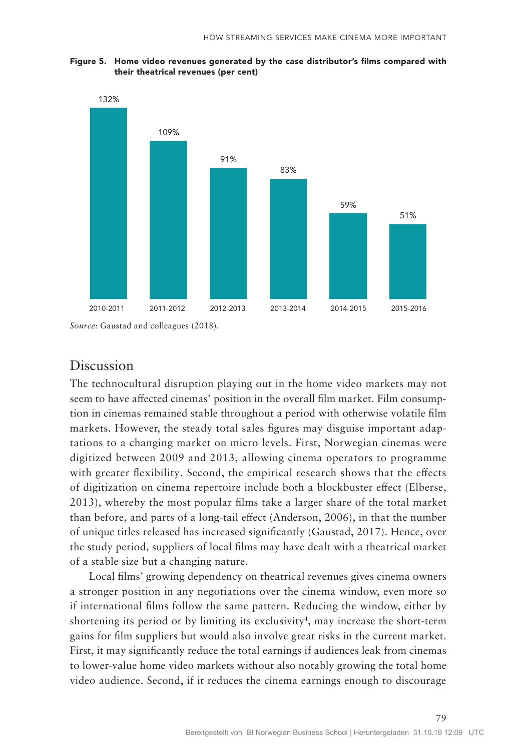**Figure 5. Home video revenues generated by the case distributor's films compared with their theatrical revenues (per cent)**

| 2010-2011 | 2011-2012 | 2012-2013 | 2013-2014 | 2014-2015 | 2015-2016 |
|---|---|---|---|---|---|
| 132% | 109% | 91% | 83% | 59% | 51% |

*Source:* Gaustad and colleagues (2018).

## Discussion

The technocultural disruption playing out in the home video markets may not seem to have affected cinemas' position in the overall film market. Film consumption in cinemas remained stable throughout a period with otherwise volatile film markets. However, the steady total sales figures may disguise important adaptations to a changing market on micro levels. First, Norwegian cinemas were digitized between 2009 and 2013, allowing cinema operators to programme with greater flexibility. Second, the empirical research shows that the effects of digitization on cinema repertoire include both a blockbuster effect (Elberse, 2013), whereby the most popular films take a larger share of the total market than before, and parts of a long-tail effect (Anderson, 2006), in that the number of unique titles released has increased significantly (Gaustad, 2017). Hence, over the study period, suppliers of local films may have dealt with a theatrical market of a stable size but a changing nature.

Local films' growing dependency on theatrical revenues gives cinema owners a stronger position in any negotiations over the cinema window, even more so if international films follow the same pattern. Reducing the window, either by shortening its period or by limiting its exclusivity[4], may increase the short-term gains for film suppliers but would also involve great risks in the current market. First, it may significantly reduce the total earnings if audiences leak from cinemas to lower-value home video markets without also notably growing the total home video audience. Second, if it reduces the cinema earnings enough to discourage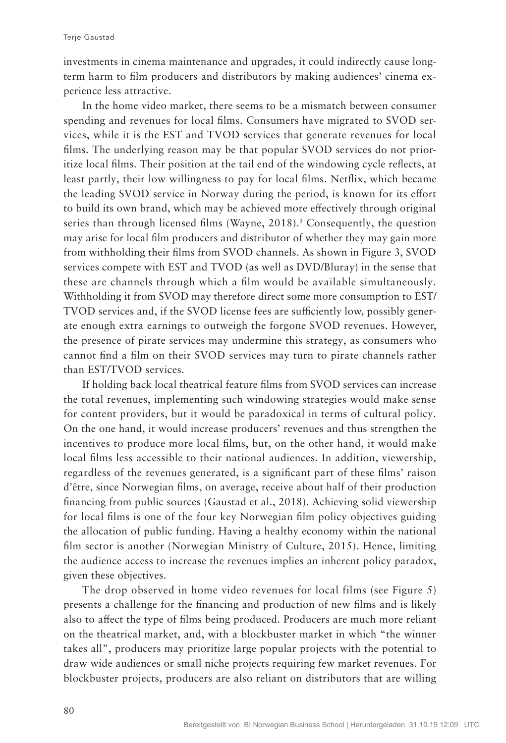investments in cinema maintenance and upgrades, it could indirectly cause long-term harm to film producers and distributors by making audiences' cinema experience less attractive.

In the home video market, there seems to be a mismatch between consumer spending and revenues for local films. Consumers have migrated to SVOD services, while it is the EST and TVOD services that generate revenues for local films. The underlying reason may be that popular SVOD services do not prioritize local films. Their position at the tail end of the windowing cycle reflects, at least partly, their low willingness to pay for local films. Netflix, which became the leading SVOD service in Norway during the period, is known for its effort to build its own brand, which may be achieved more effectively through original series than through licensed films (Wayne, 2018).[5] Consequently, the question may arise for local film producers and distributor of whether they may gain more from withholding their films from SVOD channels. As shown in Figure 3, SVOD services compete with EST and TVOD (as well as DVD/Bluray) in the sense that these are channels through which a film would be available simultaneously. Withholding it from SVOD may therefore direct some more consumption to EST/TVOD services and, if the SVOD license fees are sufficiently low, possibly generate enough extra earnings to outweigh the forgone SVOD revenues. However, the presence of pirate services may undermine this strategy, as consumers who cannot find a film on their SVOD services may turn to pirate channels rather than EST/TVOD services.

If holding back local theatrical feature films from SVOD services can increase the total revenues, implementing such windowing strategies would make sense for content providers, but it would be paradoxical in terms of cultural policy. On the one hand, it would increase producers' revenues and thus strengthen the incentives to produce more local films, but, on the other hand, it would make local films less accessible to their national audiences. In addition, viewership, regardless of the revenues generated, is a significant part of these films' raison d'être, since Norwegian films, on average, receive about half of their production financing from public sources (Gaustad et al., 2018). Achieving solid viewership for local films is one of the four key Norwegian film policy objectives guiding the allocation of public funding. Having a healthy economy within the national film sector is another (Norwegian Ministry of Culture, 2015). Hence, limiting the audience access to increase the revenues implies an inherent policy paradox, given these objectives.

The drop observed in home video revenues for local films (see Figure 5) presents a challenge for the financing and production of new films and is likely also to affect the type of films being produced. Producers are much more reliant on the theatrical market, and, with a blockbuster market in which "the winner takes all", producers may prioritize large popular projects with the potential to draw wide audiences or small niche projects requiring few market revenues. For blockbuster projects, producers are also reliant on distributors that are willing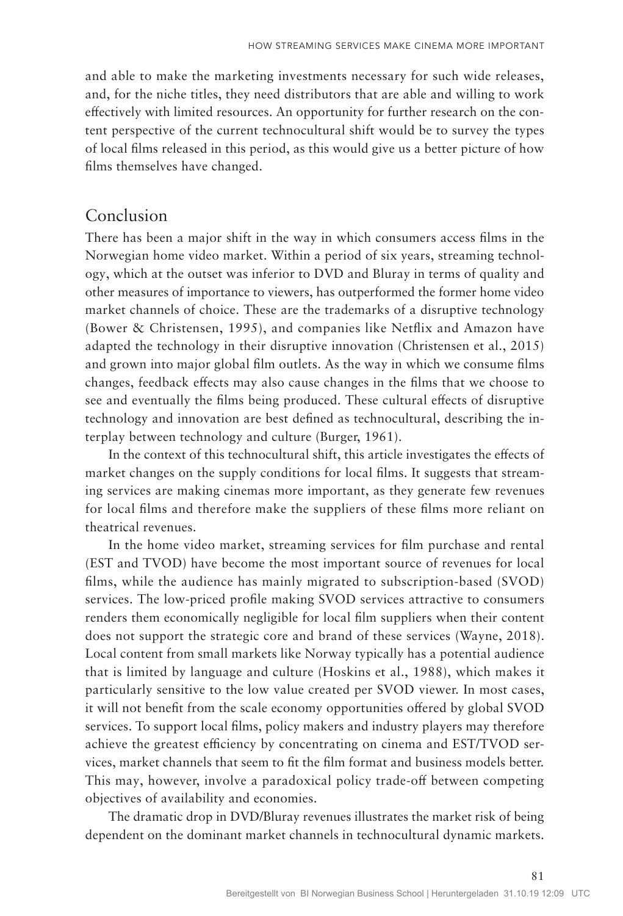and able to make the marketing investments necessary for such wide releases, and, for the niche titles, they need distributors that are able and willing to work effectively with limited resources. An opportunity for further research on the content perspective of the current technocultural shift would be to survey the types of local films released in this period, as this would give us a better picture of how films themselves have changed.

## Conclusion

There has been a major shift in the way in which consumers access films in the Norwegian home video market. Within a period of six years, streaming technology, which at the outset was inferior to DVD and Bluray in terms of quality and other measures of importance to viewers, has outperformed the former home video market channels of choice. These are the trademarks of a disruptive technology (Bower & Christensen, 1995), and companies like Netflix and Amazon have adapted the technology in their disruptive innovation (Christensen et al., 2015) and grown into major global film outlets. As the way in which we consume films changes, feedback effects may also cause changes in the films that we choose to see and eventually the films being produced. These cultural effects of disruptive technology and innovation are best defined as technocultural, describing the interplay between technology and culture (Burger, 1961).

In the context of this technocultural shift, this article investigates the effects of market changes on the supply conditions for local films. It suggests that streaming services are making cinemas more important, as they generate few revenues for local films and therefore make the suppliers of these films more reliant on theatrical revenues.

In the home video market, streaming services for film purchase and rental (EST and TVOD) have become the most important source of revenues for local films, while the audience has mainly migrated to subscription-based (SVOD) services. The low-priced profile making SVOD services attractive to consumers renders them economically negligible for local film suppliers when their content does not support the strategic core and brand of these services (Wayne, 2018). Local content from small markets like Norway typically has a potential audience that is limited by language and culture (Hoskins et al., 1988), which makes it particularly sensitive to the low value created per SVOD viewer. In most cases, it will not benefit from the scale economy opportunities offered by global SVOD services. To support local films, policy makers and industry players may therefore achieve the greatest efficiency by concentrating on cinema and EST/TVOD services, market channels that seem to fit the film format and business models better. This may, however, involve a paradoxical policy trade-off between competing objectives of availability and economies.

The dramatic drop in DVD/Bluray revenues illustrates the market risk of being dependent on the dominant market channels in technocultural dynamic markets.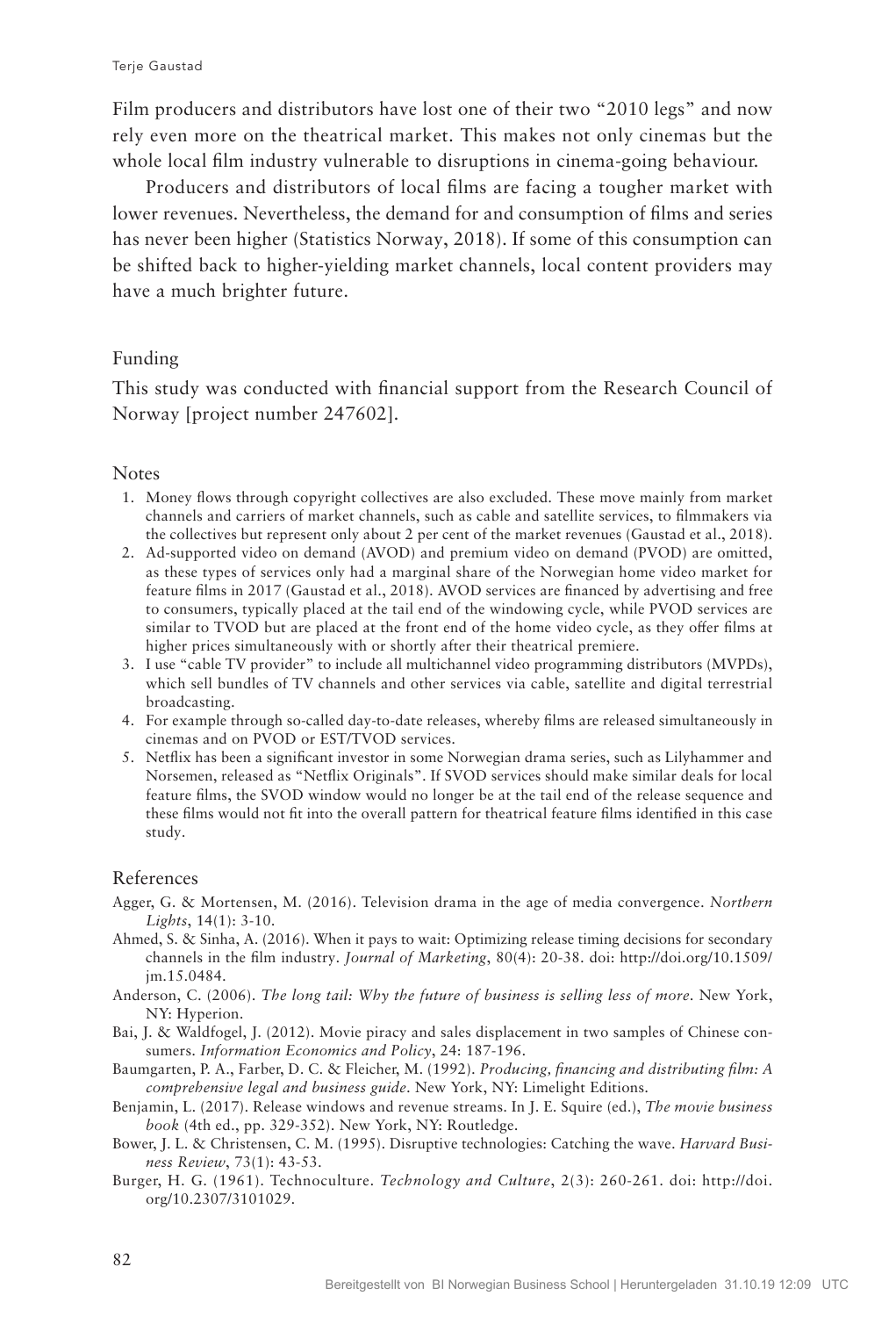Film producers and distributors have lost one of their two "2010 legs" and now rely even more on the theatrical market. This makes not only cinemas but the whole local film industry vulnerable to disruptions in cinema-going behaviour.

Producers and distributors of local films are facing a tougher market with lower revenues. Nevertheless, the demand for and consumption of films and series has never been higher (Statistics Norway, 2018). If some of this consumption can be shifted back to higher-yielding market channels, local content providers may have a much brighter future.

## Funding

This study was conducted with financial support from the Research Council of Norway [project number 247602].

## Notes

1. Money flows through copyright collectives are also excluded. These move mainly from market channels and carriers of market channels, such as cable and satellite services, to filmmakers via the collectives but represent only about 2 per cent of the market revenues (Gaustad et al., 2018).
2. Ad-supported video on demand (AVOD) and premium video on demand (PVOD) are omitted, as these types of services only had a marginal share of the Norwegian home video market for feature films in 2017 (Gaustad et al., 2018). AVOD services are financed by advertising and free to consumers, typically placed at the tail end of the windowing cycle, while PVOD services are similar to TVOD but are placed at the front end of the home video cycle, as they offer films at higher prices simultaneously with or shortly after their theatrical premiere.
3. I use "cable TV provider" to include all multichannel video programming distributors (MVPDs), which sell bundles of TV channels and other services via cable, satellite and digital terrestrial broadcasting.
4. For example through so-called day-to-date releases, whereby films are released simultaneously in cinemas and on PVOD or EST/TVOD services.
5. Netflix has been a significant investor in some Norwegian drama series, such as Lilyhammer and Norsemen, released as "Netflix Originals". If SVOD services should make similar deals for local feature films, the SVOD window would no longer be at the tail end of the release sequence and these films would not fit into the overall pattern for theatrical feature films identified in this case study.

## References

Agger, G. & Mortensen, M. (2016). Television drama in the age of media convergence. *Northern Lights*, 14(1): 3-10.

Ahmed, S. & Sinha, A. (2016). When it pays to wait: Optimizing release timing decisions for secondary channels in the film industry. *Journal of Marketing*, 80(4): 20-38. doi: http://doi.org/10.1509/jm.15.0484.

Anderson, C. (2006). *The long tail: Why the future of business is selling less of more*. New York, NY: Hyperion.

Bai, J. & Waldfogel, J. (2012). Movie piracy and sales displacement in two samples of Chinese consumers. *Information Economics and Policy*, 24: 187-196.

Baumgarten, P. A., Farber, D. C. & Fleicher, M. (1992). *Producing, financing and distributing film: A comprehensive legal and business guide*. New York, NY: Limelight Editions.

Benjamin, L. (2017). Release windows and revenue streams. In J. E. Squire (ed.), *The movie business book* (4th ed., pp. 329-352). New York, NY: Routledge.

Bower, J. L. & Christensen, C. M. (1995). Disruptive technologies: Catching the wave. *Harvard Business Review*, 73(1): 43-53.

Burger, H. G. (1961). Technoculture. *Technology and Culture*, 2(3): 260-261. doi: http://doi.org/10.2307/3101029.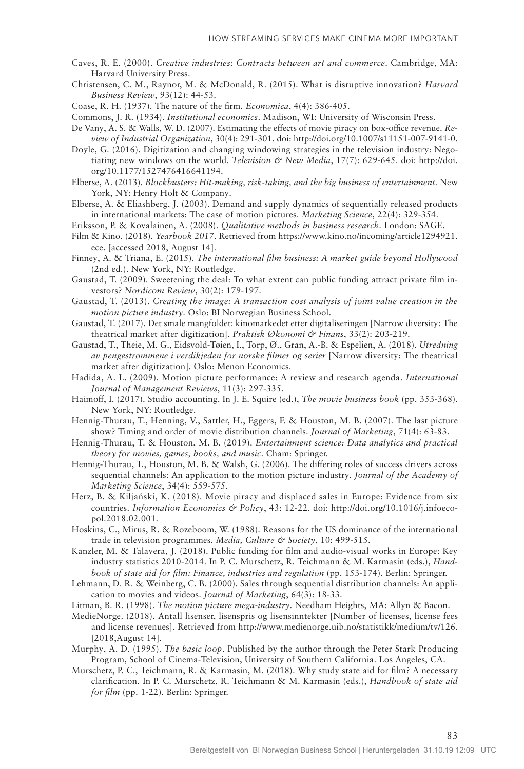Caves, R. E. (2000). *Creative industries: Contracts between art and commerce*. Cambridge, MA: Harvard University Press.

Christensen, C. M., Raynor, M. & McDonald, R. (2015). What is disruptive innovation? *Harvard Business Review*, 93(12): 44-53.

Coase, R. H. (1937). The nature of the firm. *Economica*, 4(4): 386-405.

Commons, J. R. (1934). *Institutional economics*. Madison, WI: University of Wisconsin Press.

De Vany, A. S. & Walls, W. D. (2007). Estimating the effects of movie piracy on box-office revenue. *Review of Industrial Organization*, 30(4): 291-301. doi: http://doi.org/10.1007/s11151-007-9141-0.

Doyle, G. (2016). Digitization and changing windowing strategies in the television industry: Negotiating new windows on the world. *Television & New Media*, 17(7): 629-645. doi: http://doi.org/10.1177/1527476416641194.

Elberse, A. (2013). *Blockbusters: Hit-making, risk-taking, and the big business of entertainment*. New York, NY: Henry Holt & Company.

Elberse, A. & Eliashberg, J. (2003). Demand and supply dynamics of sequentially released products in international markets: The case of motion pictures. *Marketing Science*, 22(4): 329-354.

Eriksson, P. & Kovalainen, A. (2008). *Qualitative methods in business research*. London: SAGE.

Film & Kino. (2018). *Yearbook 2017*. Retrieved from https://www.kino.no/incoming/article1294921.ece. [accessed 2018, August 14].

Finney, A. & Triana, E. (2015). *The international film business: A market guide beyond Hollywood* (2nd ed.). New York, NY: Routledge.

Gaustad, T. (2009). Sweetening the deal: To what extent can public funding attract private film investors? *Nordicom Review*, 30(2): 179-197.

Gaustad, T. (2013). *Creating the image: A transaction cost analysis of joint value creation in the motion picture industry*. Oslo: BI Norwegian Business School.

Gaustad, T. (2017). Det smale mangfoldet: kinomarkedet etter digitaliseringen [Narrow diversity: The theatrical market after digitization]. *Praktisk Økonomi & Finans*, 33(2): 203-219.

Gaustad, T., Theie, M. G., Eidsvold-Tøien, I., Torp, Ø., Gran, A.-B. & Espelien, A. (2018). *Utredning av pengestrømmene i verdikjeden for norske filmer og serier* [Narrow diversity: The theatrical market after digitization]. Oslo: Menon Economics.

Hadida, A. L. (2009). Motion picture performance: A review and research agenda. *International Journal of Management Reviews*, 11(3): 297-335.

Haimoff, I. (2017). Studio accounting. In J. E. Squire (ed.), *The movie business book* (pp. 353-368). New York, NY: Routledge.

Hennig-Thurau, T., Henning, V., Sattler, H., Eggers, F. & Houston, M. B. (2007). The last picture show? Timing and order of movie distribution channels. *Journal of Marketing*, 71(4): 63-83.

Hennig-Thurau, T. & Houston, M. B. (2019). *Entertainment science: Data analytics and practical theory for movies, games, books, and music*. Cham: Springer.

Hennig-Thurau, T., Houston, M. B. & Walsh, G. (2006). The differing roles of success drivers across sequential channels: An application to the motion picture industry. *Journal of the Academy of Marketing Science*, 34(4): 559-575.

Herz, B. & Kiljański, K. (2018). Movie piracy and displaced sales in Europe: Evidence from six countries. *Information Economics & Policy*, 43: 12-22. doi: http://doi.org/10.1016/j.infoecopol.2018.02.001.

Hoskins, C., Mirus, R. & Rozeboom, W. (1988). Reasons for the US dominance of the international trade in television programmes. *Media, Culture & Society*, 10: 499-515.

Kanzler, M. & Talavera, J. (2018). Public funding for film and audio-visual works in Europe: Key industry statistics 2010-2014. In P. C. Murschetz, R. Teichmann & M. Karmasin (eds.), *Handbook of state aid for film: Finance, industries and regulation* (pp. 153-174). Berlin: Springer.

Lehmann, D. R. & Weinberg, C. B. (2000). Sales through sequential distribution channels: An application to movies and videos. *Journal of Marketing*, 64(3): 18-33.

Litman, B. R. (1998). *The motion picture mega-industry*. Needham Heights, MA: Allyn & Bacon.

MedieNorge. (2018). Antall lisenser, lisenspris og lisensinntekter [Number of licenses, license fees and license revenues]. Retrieved from http://www.medienorge.uib.no/statistikk/medium/tv/126. [2018,August 14].

Murphy, A. D. (1995). *The basic loop*. Published by the author through the Peter Stark Producing Program, School of Cinema-Television, University of Southern California. Los Angeles, CA.

Murschetz, P. C., Teichmann, R. & Karmasin, M. (2018). Why study state aid for film? A necessary clarification. In P. C. Murschetz, R. Teichmann & M. Karmasin (eds.), *Handbook of state aid for film* (pp. 1-22). Berlin: Springer.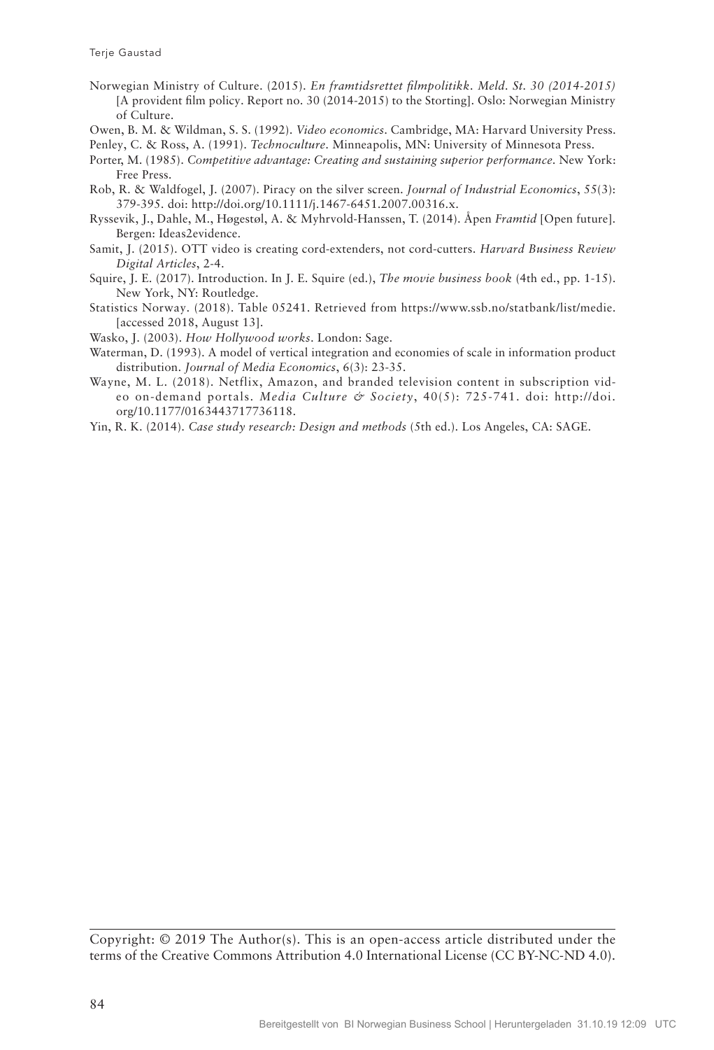Norwegian Ministry of Culture. (2015). *En framtidsrettet filmpolitikk. Meld. St. 30 (2014-2015)* [A provident film policy. Report no. 30 (2014-2015) to the Storting]. Oslo: Norwegian Ministry of Culture.

Owen, B. M. & Wildman, S. S. (1992). *Video economics*. Cambridge, MA: Harvard University Press.

Penley, C. & Ross, A. (1991). *Technoculture*. Minneapolis, MN: University of Minnesota Press.

Porter, M. (1985). *Competitive advantage: Creating and sustaining superior performance*. New York: Free Press.

Rob, R. & Waldfogel, J. (2007). Piracy on the silver screen. *Journal of Industrial Economics*, 55(3): 379-395. doi: http://doi.org/10.1111/j.1467-6451.2007.00316.x.

Ryssevik, J., Dahle, M., Høgestøl, A. & Myhrvold-Hanssen, T. (2014). Åpen *Framtid* [Open future]. Bergen: Ideas2evidence.

Samit, J. (2015). OTT video is creating cord-extenders, not cord-cutters. *Harvard Business Review Digital Articles*, 2-4.

Squire, J. E. (2017). Introduction. In J. E. Squire (ed.), *The movie business book* (4th ed., pp. 1-15). New York, NY: Routledge.

Statistics Norway. (2018). Table 05241. Retrieved from https://www.ssb.no/statbank/list/medie. [accessed 2018, August 13].

Wasko, J. (2003). *How Hollywood works*. London: Sage.

Waterman, D. (1993). A model of vertical integration and economies of scale in information product distribution. *Journal of Media Economics*, 6(3): 23-35.

Wayne, M. L. (2018). Netflix, Amazon, and branded television content in subscription video on-demand portals. *Media Culture & Society*, 40(5): 725-741. doi: http://doi.org/10.1177/0163443717736118.

Yin, R. K. (2014). *Case study research: Design and methods* (5th ed.). Los Angeles, CA: SAGE.

---

Copyright: © 2019 The Author(s). This is an open-access article distributed under the terms of the Creative Commons Attribution 4.0 International License (CC BY-NC-ND 4.0).